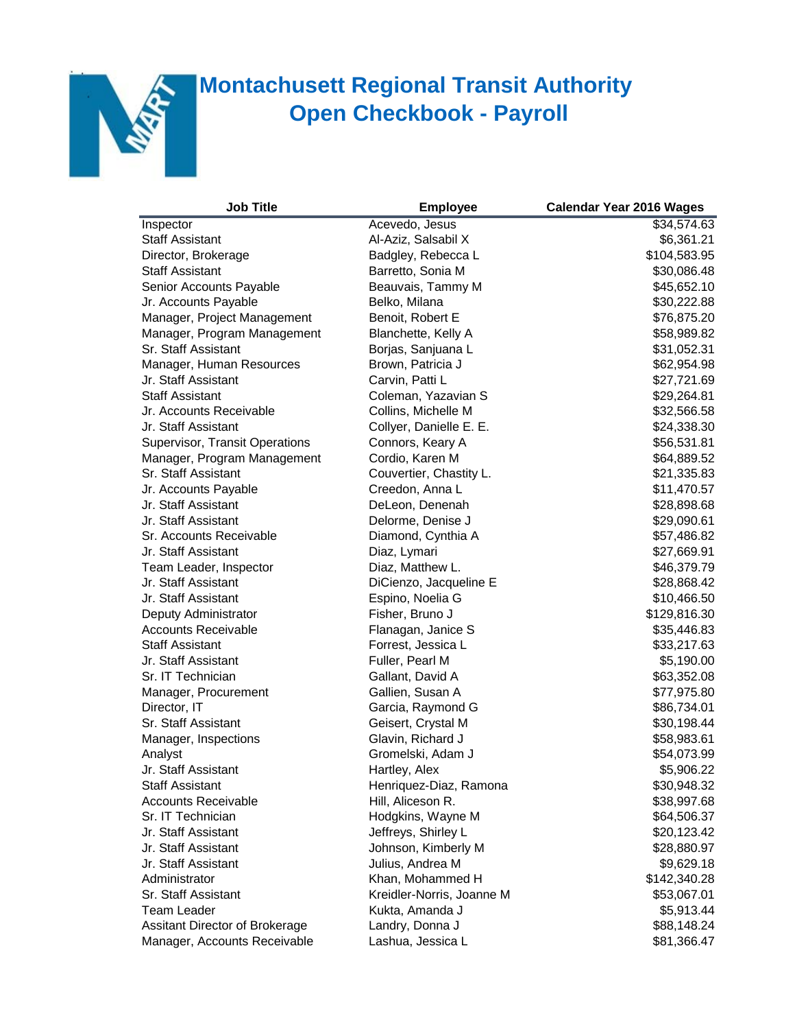# Montachusett Regional Transit Authority
# Open Checkbook - Payroll

| Job Title | Employee | Calendar Year 2016 Wages |
|---|---|---|
| Inspector | Acevedo, Jesus | $34,574.63 |
| Staff Assistant | Al-Aziz, Salsabil X | $6,361.21 |
| Director, Brokerage | Badgley, Rebecca L | $104,583.95 |
| Staff Assistant | Barretto, Sonia M | $30,086.48 |
| Senior Accounts Payable | Beauvais, Tammy M | $45,652.10 |
| Jr. Accounts Payable | Belko, Milana | $30,222.88 |
| Manager, Project Management | Benoit, Robert E | $76,875.20 |
| Manager, Program Management | Blanchette, Kelly A | $58,989.82 |
| Sr. Staff Assistant | Borjas, Sanjuana L | $31,052.31 |
| Manager, Human Resources | Brown, Patricia J | $62,954.98 |
| Jr. Staff Assistant | Carvin, Patti L | $27,721.69 |
| Staff Assistant | Coleman, Yazavian S | $29,264.81 |
| Jr. Accounts Receivable | Collins, Michelle M | $32,566.58 |
| Jr. Staff Assistant | Collyer, Danielle E. E. | $24,338.30 |
| Supervisor, Transit Operations | Connors, Keary A | $56,531.81 |
| Manager, Program Management | Cordio, Karen M | $64,889.52 |
| Sr. Staff Assistant | Couvertier, Chastity L. | $21,335.83 |
| Jr. Accounts Payable | Creedon, Anna L | $11,470.57 |
| Jr. Staff Assistant | DeLeon, Denenah | $28,898.68 |
| Jr. Staff Assistant | Delorme, Denise J | $29,090.61 |
| Sr. Accounts Receivable | Diamond, Cynthia A | $57,486.82 |
| Jr. Staff Assistant | Diaz, Lymari | $27,669.91 |
| Team Leader, Inspector | Diaz, Matthew L. | $46,379.79 |
| Jr. Staff Assistant | DiCienzo, Jacqueline E | $28,868.42 |
| Jr. Staff Assistant | Espino, Noelia G | $10,466.50 |
| Deputy Administrator | Fisher, Bruno J | $129,816.30 |
| Accounts Receivable | Flanagan, Janice S | $35,446.83 |
| Staff Assistant | Forrest, Jessica L | $33,217.63 |
| Jr. Staff Assistant | Fuller, Pearl M | $5,190.00 |
| Sr. IT Technician | Gallant, David A | $63,352.08 |
| Manager, Procurement | Gallien, Susan A | $77,975.80 |
| Director, IT | Garcia, Raymond G | $86,734.01 |
| Sr. Staff Assistant | Geisert, Crystal M | $30,198.44 |
| Manager, Inspections | Glavin, Richard J | $58,983.61 |
| Analyst | Gromelski, Adam J | $54,073.99 |
| Jr. Staff Assistant | Hartley, Alex | $5,906.22 |
| Staff Assistant | Henriquez-Diaz, Ramona | $30,948.32 |
| Accounts Receivable | Hill, Aliceson R. | $38,997.68 |
| Sr. IT Technician | Hodgkins, Wayne M | $64,506.37 |
| Jr. Staff Assistant | Jeffreys, Shirley L | $20,123.42 |
| Jr. Staff Assistant | Johnson, Kimberly M | $28,880.97 |
| Jr. Staff Assistant | Julius, Andrea M | $9,629.18 |
| Administrator | Khan, Mohammed H | $142,340.28 |
| Sr. Staff Assistant | Kreidler-Norris, Joanne M | $53,067.01 |
| Team Leader | Kukta, Amanda J | $5,913.44 |
| Assitant Director of Brokerage | Landry, Donna J | $88,148.24 |
| Manager, Accounts Receivable | Lashua, Jessica L | $81,366.47 |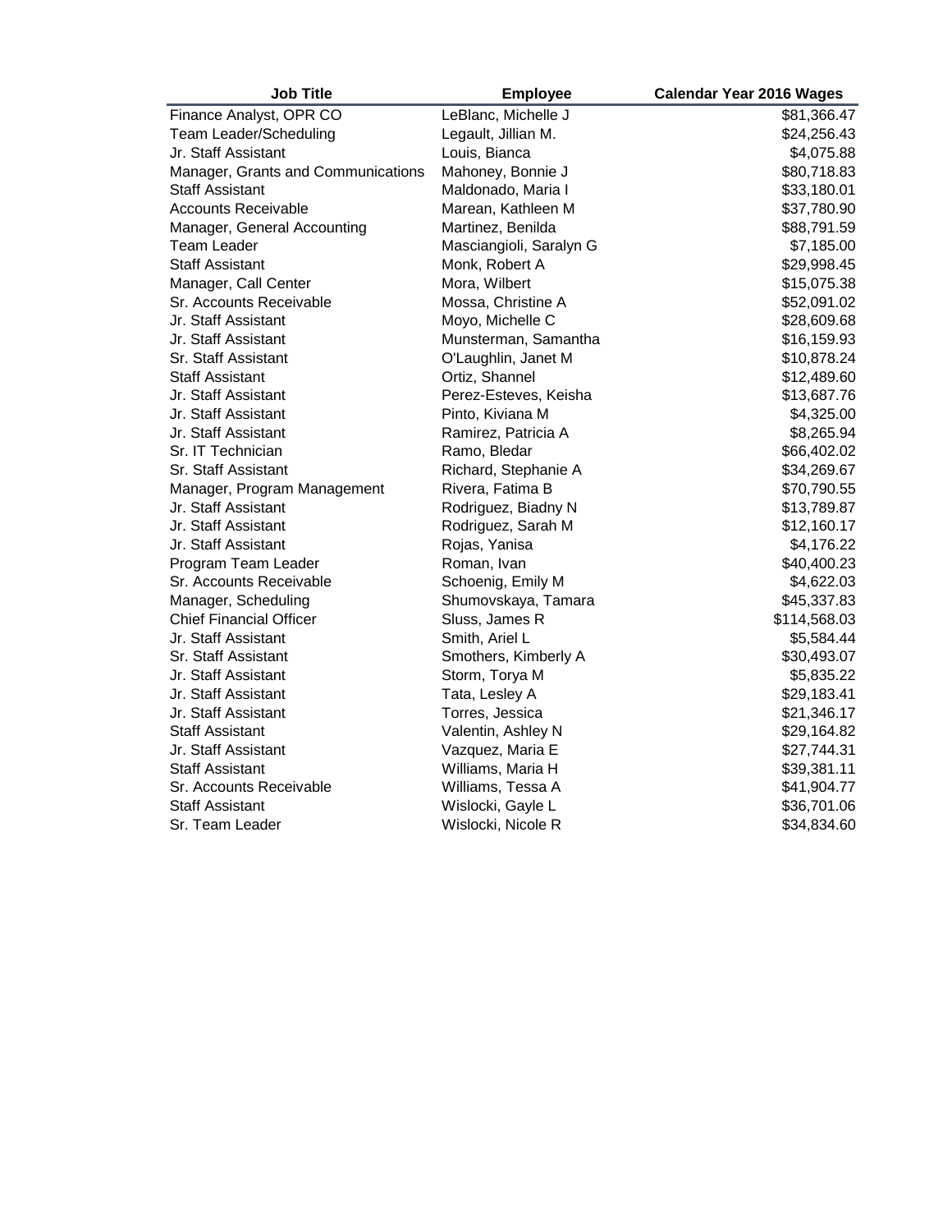| Job Title | Employee | Calendar Year 2016 Wages |
|---|---|---|
| Finance Analyst, OPR CO | LeBlanc, Michelle J | $81,366.47 |
| Team Leader/Scheduling | Legault, Jillian M. | $24,256.43 |
| Jr. Staff Assistant | Louis, Bianca | $4,075.88 |
| Manager, Grants and Communications | Mahoney, Bonnie J | $80,718.83 |
| Staff Assistant | Maldonado, Maria I | $33,180.01 |
| Accounts Receivable | Marean, Kathleen M | $37,780.90 |
| Manager, General Accounting | Martinez, Benilda | $88,791.59 |
| Team Leader | Masciangioli, Saralyn G | $7,185.00 |
| Staff Assistant | Monk, Robert A | $29,998.45 |
| Manager, Call Center | Mora, Wilbert | $15,075.38 |
| Sr. Accounts Receivable | Mossa, Christine A | $52,091.02 |
| Jr. Staff Assistant | Moyo, Michelle C | $28,609.68 |
| Jr. Staff Assistant | Munsterman, Samantha | $16,159.93 |
| Sr. Staff Assistant | O'Laughlin, Janet M | $10,878.24 |
| Staff Assistant | Ortiz, Shannel | $12,489.60 |
| Jr. Staff Assistant | Perez-Esteves, Keisha | $13,687.76 |
| Jr. Staff Assistant | Pinto, Kiviana M | $4,325.00 |
| Jr. Staff Assistant | Ramirez, Patricia A | $8,265.94 |
| Sr. IT Technician | Ramo, Bledar | $66,402.02 |
| Sr. Staff Assistant | Richard, Stephanie A | $34,269.67 |
| Manager, Program Management | Rivera, Fatima B | $70,790.55 |
| Jr. Staff Assistant | Rodriguez, Biadny N | $13,789.87 |
| Jr. Staff Assistant | Rodriguez, Sarah M | $12,160.17 |
| Jr. Staff Assistant | Rojas, Yanisa | $4,176.22 |
| Program Team Leader | Roman, Ivan | $40,400.23 |
| Sr. Accounts Receivable | Schoenig, Emily M | $4,622.03 |
| Manager, Scheduling | Shumovskaya, Tamara | $45,337.83 |
| Chief Financial Officer | Sluss, James R | $114,568.03 |
| Jr. Staff Assistant | Smith, Ariel L | $5,584.44 |
| Sr. Staff Assistant | Smothers, Kimberly A | $30,493.07 |
| Jr. Staff Assistant | Storm, Torya M | $5,835.22 |
| Jr. Staff Assistant | Tata, Lesley A | $29,183.41 |
| Jr. Staff Assistant | Torres, Jessica | $21,346.17 |
| Staff Assistant | Valentin, Ashley N | $29,164.82 |
| Jr. Staff Assistant | Vazquez, Maria E | $27,744.31 |
| Staff Assistant | Williams, Maria H | $39,381.11 |
| Sr. Accounts Receivable | Williams, Tessa A | $41,904.77 |
| Staff Assistant | Wislocki, Gayle L | $36,701.06 |
| Sr. Team Leader | Wislocki, Nicole R | $34,834.60 |